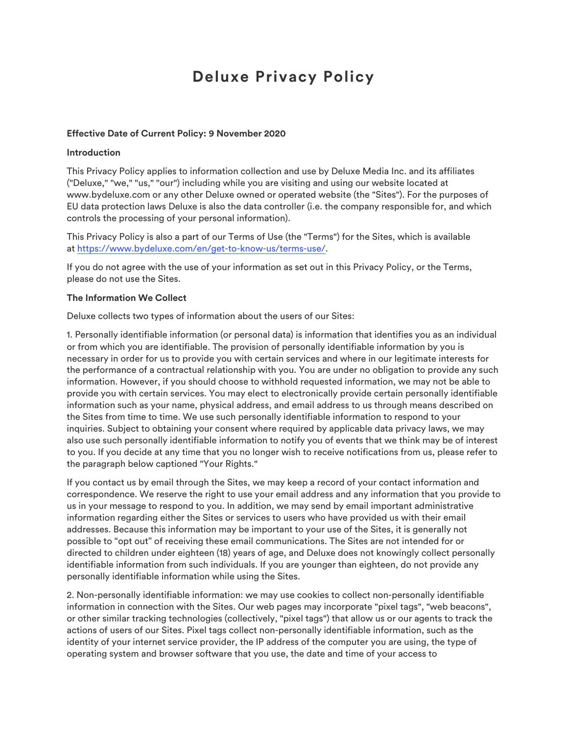# Deluxe Privacy Policy

**Effective Date of Current Policy: 9 November 2020**

**Introduction**

This Privacy Policy applies to information collection and use by Deluxe Media Inc. and its affiliates ("Deluxe," "we," "us," "our") including while you are visiting and using our website located at www.bydeluxe.com or any other Deluxe owned or operated website (the "Sites"). For the purposes of EU data protection laws Deluxe is also the data controller (i.e. the company responsible for, and which controls the processing of your personal information).

This Privacy Policy is also a part of our Terms of Use (the "Terms") for the Sites, which is available at [https://www.bydeluxe.com/en/get-to-know-us/terms-use/](https://www.bydeluxe.com/en/get-to-know-us/terms-use/).

If you do not agree with the use of your information as set out in this Privacy Policy, or the Terms, please do not use the Sites.

**The Information We Collect**

Deluxe collects two types of information about the users of our Sites:

1. Personally identifiable information (or personal data) is information that identifies you as an individual or from which you are identifiable. The provision of personally identifiable information by you is necessary in order for us to provide you with certain services and where in our legitimate interests for the performance of a contractual relationship with you. You are under no obligation to provide any such information. However, if you should choose to withhold requested information, we may not be able to provide you with certain services. You may elect to electronically provide certain personally identifiable information such as your name, physical address, and email address to us through means described on the Sites from time to time. We use such personally identifiable information to respond to your inquiries. Subject to obtaining your consent where required by applicable data privacy laws, we may also use such personally identifiable information to notify you of events that we think may be of interest to you. If you decide at any time that you no longer wish to receive notifications from us, please refer to the paragraph below captioned "Your Rights."

If you contact us by email through the Sites, we may keep a record of your contact information and correspondence. We reserve the right to use your email address and any information that you provide to us in your message to respond to you. In addition, we may send by email important administrative information regarding either the Sites or services to users who have provided us with their email addresses. Because this information may be important to your use of the Sites, it is generally not possible to “opt out” of receiving these email communications. The Sites are not intended for or directed to children under eighteen (18) years of age, and Deluxe does not knowingly collect personally identifiable information from such individuals. If you are younger than eighteen, do not provide any personally identifiable information while using the Sites.

2. Non-personally identifiable information: we may use cookies to collect non-personally identifiable information in connection with the Sites. Our web pages may incorporate "pixel tags", "web beacons", or other similar tracking technologies (collectively, "pixel tags") that allow us or our agents to track the actions of users of our Sites. Pixel tags collect non-personally identifiable information, such as the identity of your internet service provider, the IP address of the computer you are using, the type of operating system and browser software that you use, the date and time of your access to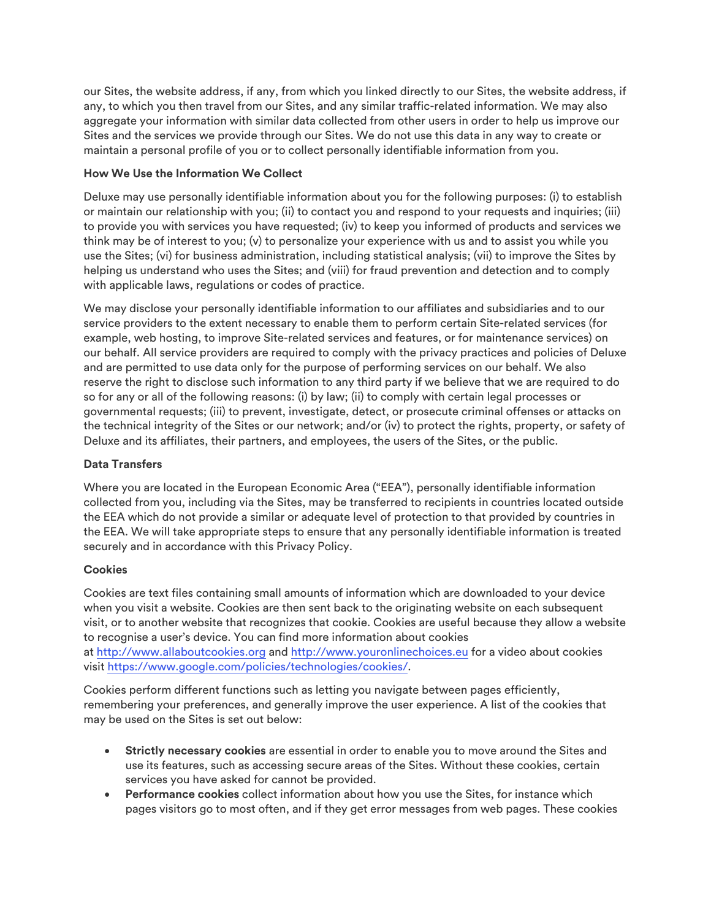our Sites, the website address, if any, from which you linked directly to our Sites, the website address, if any, to which you then travel from our Sites, and any similar traffic-related information. We may also aggregate your information with similar data collected from other users in order to help us improve our Sites and the services we provide through our Sites. We do not use this data in any way to create or maintain a personal profile of you or to collect personally identifiable information from you.

**How We Use the Information We Collect**

Deluxe may use personally identifiable information about you for the following purposes: (i) to establish or maintain our relationship with you; (ii) to contact you and respond to your requests and inquiries; (iii) to provide you with services you have requested; (iv) to keep you informed of products and services we think may be of interest to you; (v) to personalize your experience with us and to assist you while you use the Sites; (vi) for business administration, including statistical analysis; (vii) to improve the Sites by helping us understand who uses the Sites; and (viii) for fraud prevention and detection and to comply with applicable laws, regulations or codes of practice.

We may disclose your personally identifiable information to our affiliates and subsidiaries and to our service providers to the extent necessary to enable them to perform certain Site-related services (for example, web hosting, to improve Site-related services and features, or for maintenance services) on our behalf. All service providers are required to comply with the privacy practices and policies of Deluxe and are permitted to use data only for the purpose of performing services on our behalf. We also reserve the right to disclose such information to any third party if we believe that we are required to do so for any or all of the following reasons: (i) by law; (ii) to comply with certain legal processes or governmental requests; (iii) to prevent, investigate, detect, or prosecute criminal offenses or attacks on the technical integrity of the Sites or our network; and/or (iv) to protect the rights, property, or safety of Deluxe and its affiliates, their partners, and employees, the users of the Sites, or the public.

**Data Transfers**

Where you are located in the European Economic Area ("EEA"), personally identifiable information collected from you, including via the Sites, may be transferred to recipients in countries located outside the EEA which do not provide a similar or adequate level of protection to that provided by countries in the EEA. We will take appropriate steps to ensure that any personally identifiable information is treated securely and in accordance with this Privacy Policy.

**Cookies**

Cookies are text files containing small amounts of information which are downloaded to your device when you visit a website. Cookies are then sent back to the originating website on each subsequent visit, or to another website that recognizes that cookie. Cookies are useful because they allow a website to recognise a user's device. You can find more information about cookies at http://www.allaboutcookies.org and http://www.youronlinechoices.eu for a video about cookies visit https://www.google.com/policies/technologies/cookies/.

Cookies perform different functions such as letting you navigate between pages efficiently, remembering your preferences, and generally improve the user experience. A list of the cookies that may be used on the Sites is set out below:

- **Strictly necessary cookies** are essential in order to enable you to move around the Sites and use its features, such as accessing secure areas of the Sites. Without these cookies, certain services you have asked for cannot be provided.
- **Performance cookies** collect information about how you use the Sites, for instance which pages visitors go to most often, and if they get error messages from web pages. These cookies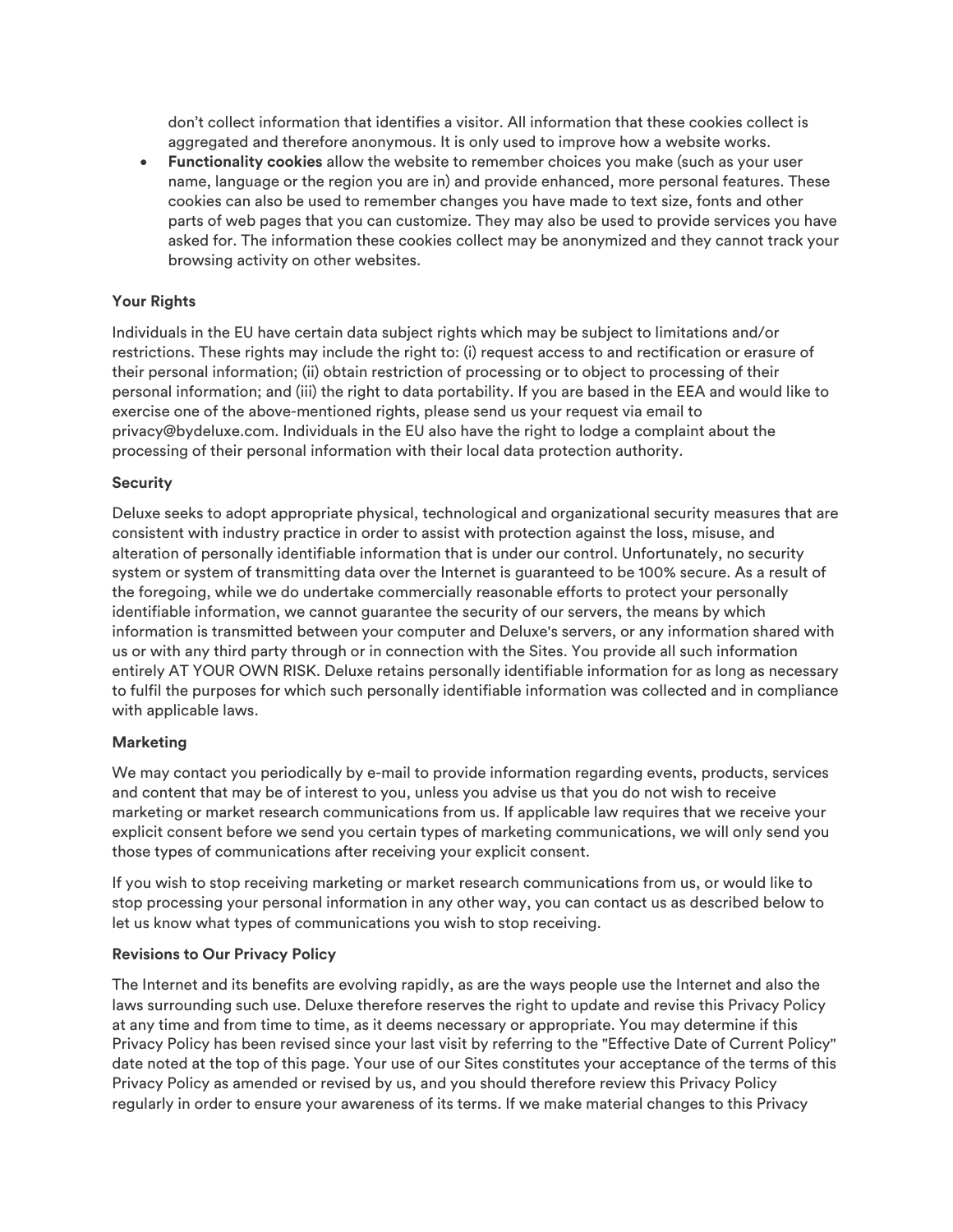don’t collect information that identifies a visitor. All information that these cookies collect is aggregated and therefore anonymous. It is only used to improve how a website works.

- **Functionality cookies** allow the website to remember choices you make (such as your user name, language or the region you are in) and provide enhanced, more personal features. These cookies can also be used to remember changes you have made to text size, fonts and other parts of web pages that you can customize. They may also be used to provide services you have asked for. The information these cookies collect may be anonymized and they cannot track your browsing activity on other websites.

**Your Rights**

Individuals in the EU have certain data subject rights which may be subject to limitations and/or restrictions. These rights may include the right to: (i) request access to and rectification or erasure of their personal information; (ii) obtain restriction of processing or to object to processing of their personal information; and (iii) the right to data portability. If you are based in the EEA and would like to exercise one of the above-mentioned rights, please send us your request via email to privacy@bydeluxe.com. Individuals in the EU also have the right to lodge a complaint about the processing of their personal information with their local data protection authority.

**Security**

Deluxe seeks to adopt appropriate physical, technological and organizational security measures that are consistent with industry practice in order to assist with protection against the loss, misuse, and alteration of personally identifiable information that is under our control. Unfortunately, no security system or system of transmitting data over the Internet is guaranteed to be 100% secure. As a result of the foregoing, while we do undertake commercially reasonable efforts to protect your personally identifiable information, we cannot guarantee the security of our servers, the means by which information is transmitted between your computer and Deluxe's servers, or any information shared with us or with any third party through or in connection with the Sites. You provide all such information entirely AT YOUR OWN RISK. Deluxe retains personally identifiable information for as long as necessary to fulfil the purposes for which such personally identifiable information was collected and in compliance with applicable laws.

**Marketing**

We may contact you periodically by e-mail to provide information regarding events, products, services and content that may be of interest to you, unless you advise us that you do not wish to receive marketing or market research communications from us. If applicable law requires that we receive your explicit consent before we send you certain types of marketing communications, we will only send you those types of communications after receiving your explicit consent.

If you wish to stop receiving marketing or market research communications from us, or would like to stop processing your personal information in any other way, you can contact us as described below to let us know what types of communications you wish to stop receiving.

**Revisions to Our Privacy Policy**

The Internet and its benefits are evolving rapidly, as are the ways people use the Internet and also the laws surrounding such use. Deluxe therefore reserves the right to update and revise this Privacy Policy at any time and from time to time, as it deems necessary or appropriate. You may determine if this Privacy Policy has been revised since your last visit by referring to the "Effective Date of Current Policy" date noted at the top of this page. Your use of our Sites constitutes your acceptance of the terms of this Privacy Policy as amended or revised by us, and you should therefore review this Privacy Policy regularly in order to ensure your awareness of its terms. If we make material changes to this Privacy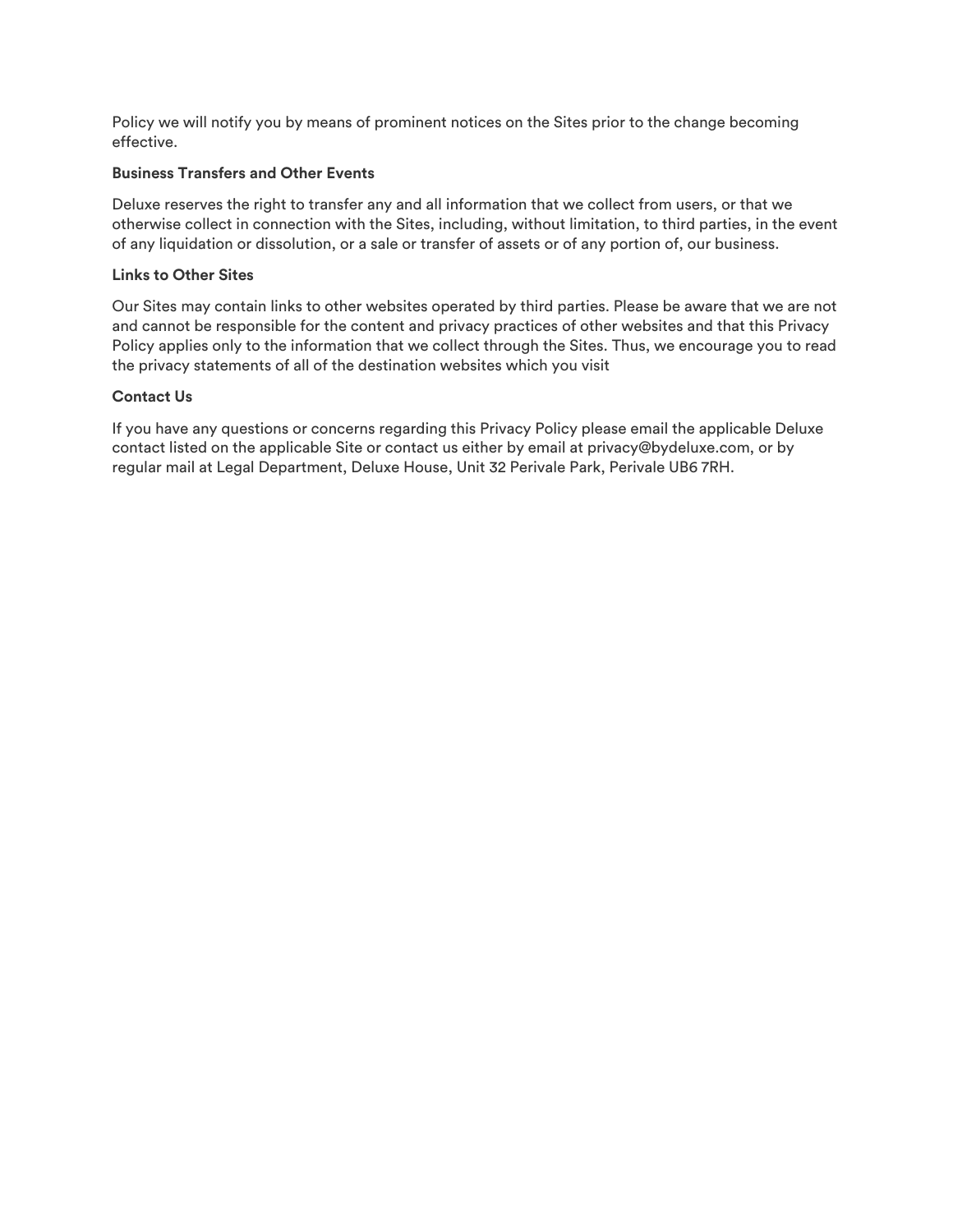Policy we will notify you by means of prominent notices on the Sites prior to the change becoming effective.

**Business Transfers and Other Events**

Deluxe reserves the right to transfer any and all information that we collect from users, or that we otherwise collect in connection with the Sites, including, without limitation, to third parties, in the event of any liquidation or dissolution, or a sale or transfer of assets or of any portion of, our business.

**Links to Other Sites**

Our Sites may contain links to other websites operated by third parties. Please be aware that we are not and cannot be responsible for the content and privacy practices of other websites and that this Privacy Policy applies only to the information that we collect through the Sites. Thus, we encourage you to read the privacy statements of all of the destination websites which you visit

**Contact Us**

If you have any questions or concerns regarding this Privacy Policy please email the applicable Deluxe contact listed on the applicable Site or contact us either by email at privacy@bydeluxe.com, or by regular mail at Legal Department, Deluxe House, Unit 32 Perivale Park, Perivale UB6 7RH.